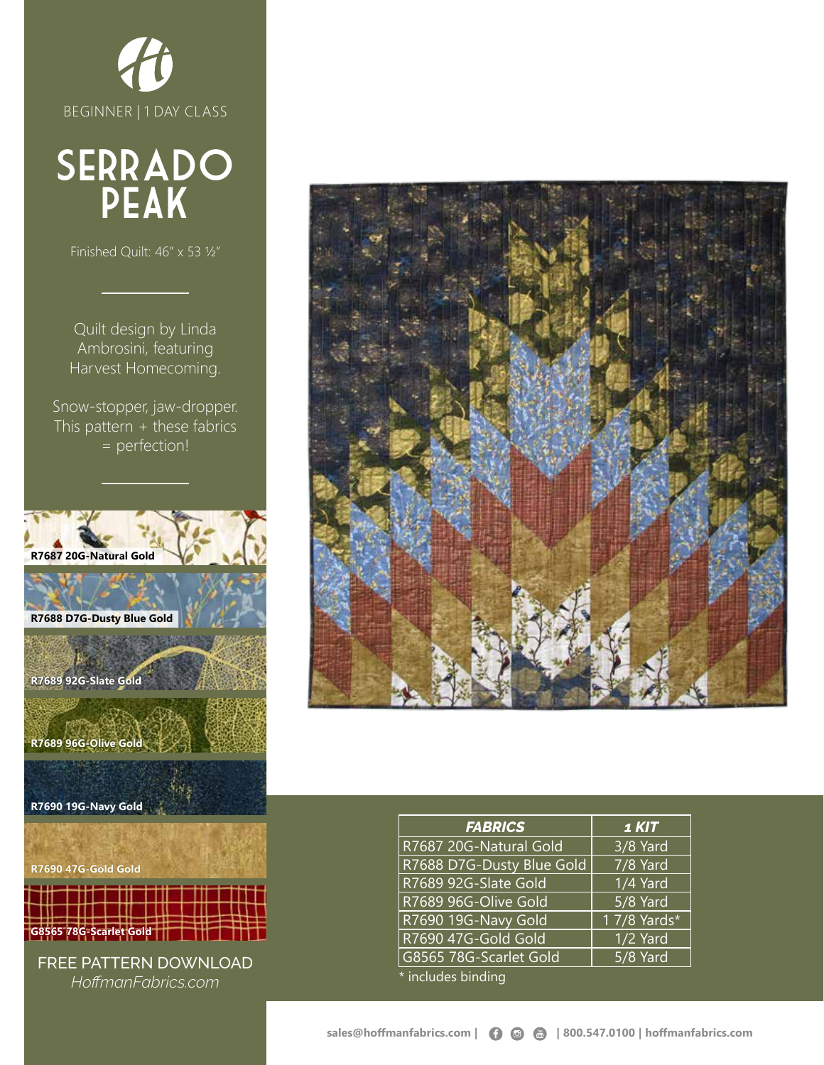BEGINNER | 1 DAY CLASS

# SERRADO PEAK

Finished Quilt: 46" x 53 ½"

Quilt design by Linda Ambrosini, featuring Harvest Homecoming.

Snow-stopper, jaw-dropper. This pattern + these fabrics = perfection!

R7687 20G-Natural Gold

R7688 D7G-Dusty Blue Gold

R7689 92G-Slate Gold

R7689 96G-Olive Gold

R7690 19G-Navy Gold

R7690 47G-Gold Gold

G8565 78G-Scarlet Gold

FREE PATTERN DOWNLOAD
*HoffmanFabrics.com*

| *FABRICS* | *1 KIT* |
|---|---|
| R7687 20G-Natural Gold | 3/8 Yard |
| R7688 D7G-Dusty Blue Gold | 7/8 Yard |
| R7689 92G-Slate Gold | 1/4 Yard |
| R7689 96G-Olive Gold | 5/8 Yard |
| R7690 19G-Navy Gold | 1 7/8 Yards* |
| R7690 47G-Gold Gold | 1/2 Yard |
| G8565 78G-Scarlet Gold | 5/8 Yard |

* includes binding

sales@hoffmanfabrics.com | 800.547.0100 | hoffmanfabrics.com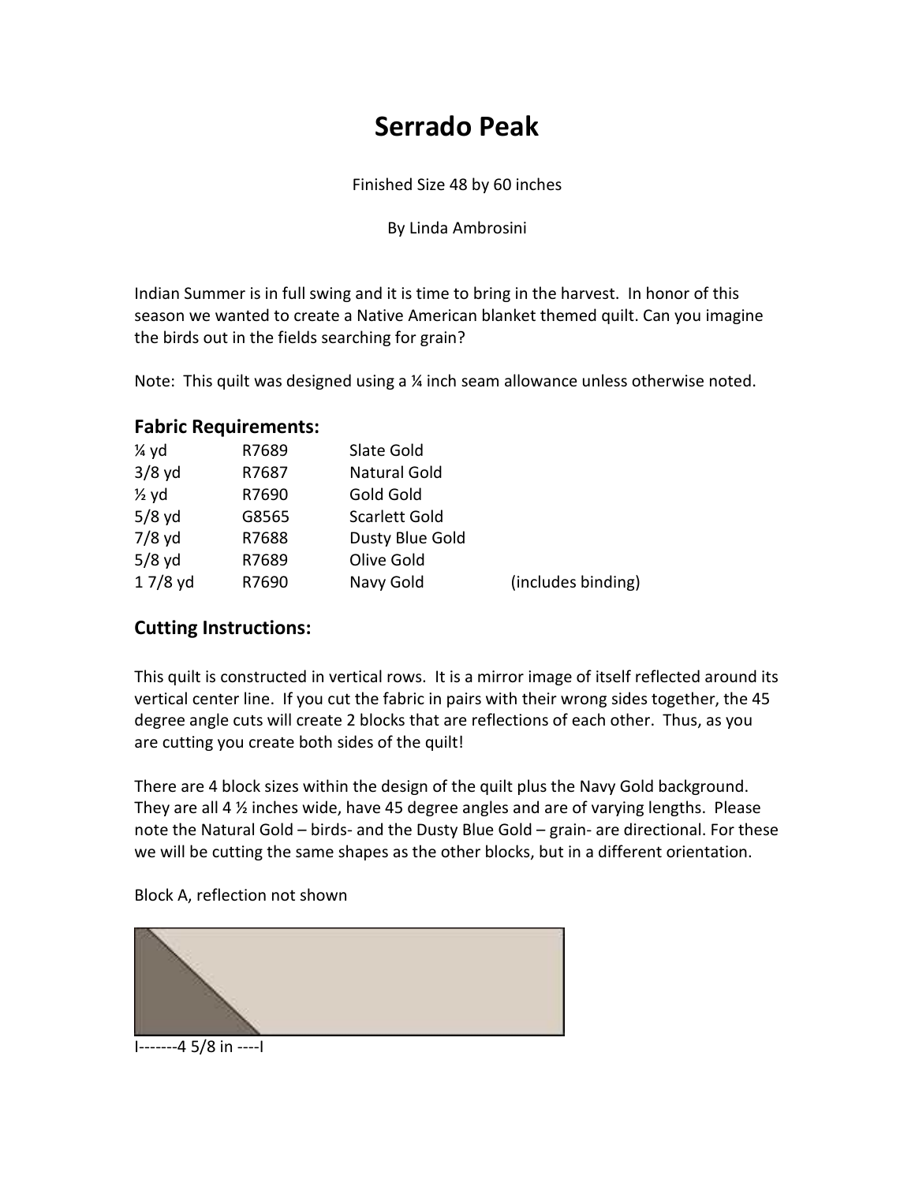# Serrado Peak

Finished Size 48 by 60 inches

By Linda Ambrosini

Indian Summer is in full swing and it is time to bring in the harvest. In honor of this season we wanted to create a Native American blanket themed quilt. Can you imagine the birds out in the fields searching for grain?

Note: This quilt was designed using a ¼ inch seam allowance unless otherwise noted.

## Fabric Requirements:

| | | | |
|---|---|---|---|
| ¼ yd | R7689 | Slate Gold | |
| 3/8 yd | R7687 | Natural Gold | |
| ½ yd | R7690 | Gold Gold | |
| 5/8 yd | G8565 | Scarlett Gold | |
| 7/8 yd | R7688 | Dusty Blue Gold | |
| 5/8 yd | R7689 | Olive Gold | |
| 1 7/8 yd | R7690 | Navy Gold | (includes binding) |

## Cutting Instructions:

This quilt is constructed in vertical rows. It is a mirror image of itself reflected around its vertical center line. If you cut the fabric in pairs with their wrong sides together, the 45 degree angle cuts will create 2 blocks that are reflections of each other. Thus, as you are cutting you create both sides of the quilt!

There are 4 block sizes within the design of the quilt plus the Navy Gold background. They are all 4 ½ inches wide, have 45 degree angles and are of varying lengths. Please note the Natural Gold – birds- and the Dusty Blue Gold – grain- are directional. For these we will be cutting the same shapes as the other blocks, but in a different orientation.

Block A, reflection not shown

I-------4 5/8 in ----I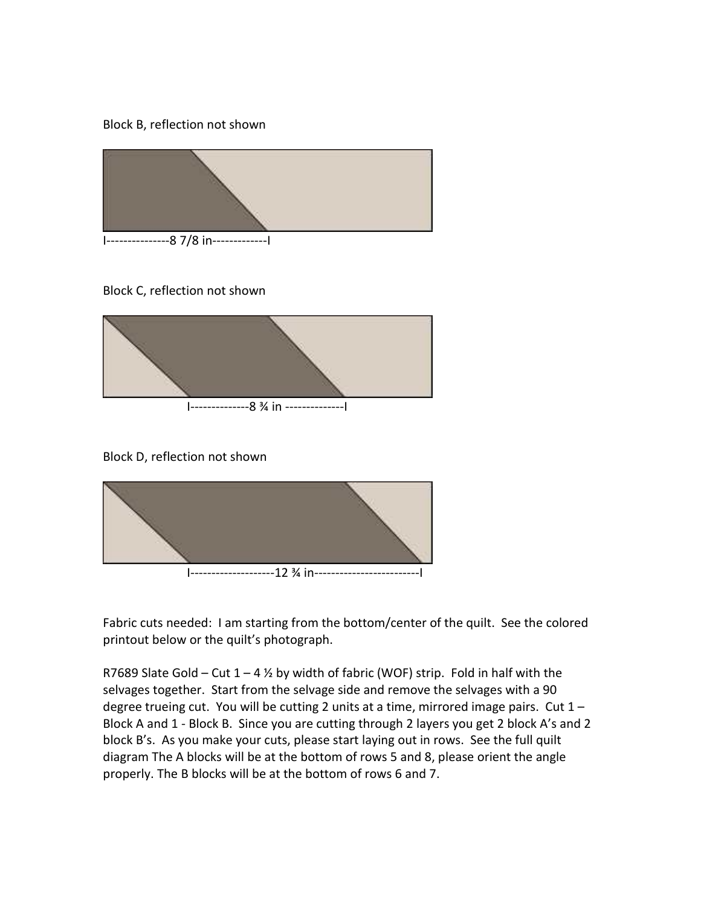Block B, reflection not shown

I---------------8 7/8 in-------------I

Block C, reflection not shown

I--------------8 ¾ in --------------I

Block D, reflection not shown

I--------------------12 ¾ in-------------------------I

Fabric cuts needed: I am starting from the bottom/center of the quilt. See the colored printout below or the quilt's photograph.

R7689 Slate Gold – Cut 1 – 4 ½ by width of fabric (WOF) strip. Fold in half with the selvages together. Start from the selvage side and remove the selvages with a 90 degree trueing cut. You will be cutting 2 units at a time, mirrored image pairs. Cut 1 – Block A and 1 - Block B. Since you are cutting through 2 layers you get 2 block A's and 2 block B's. As you make your cuts, please start laying out in rows. See the full quilt diagram The A blocks will be at the bottom of rows 5 and 8, please orient the angle properly. The B blocks will be at the bottom of rows 6 and 7.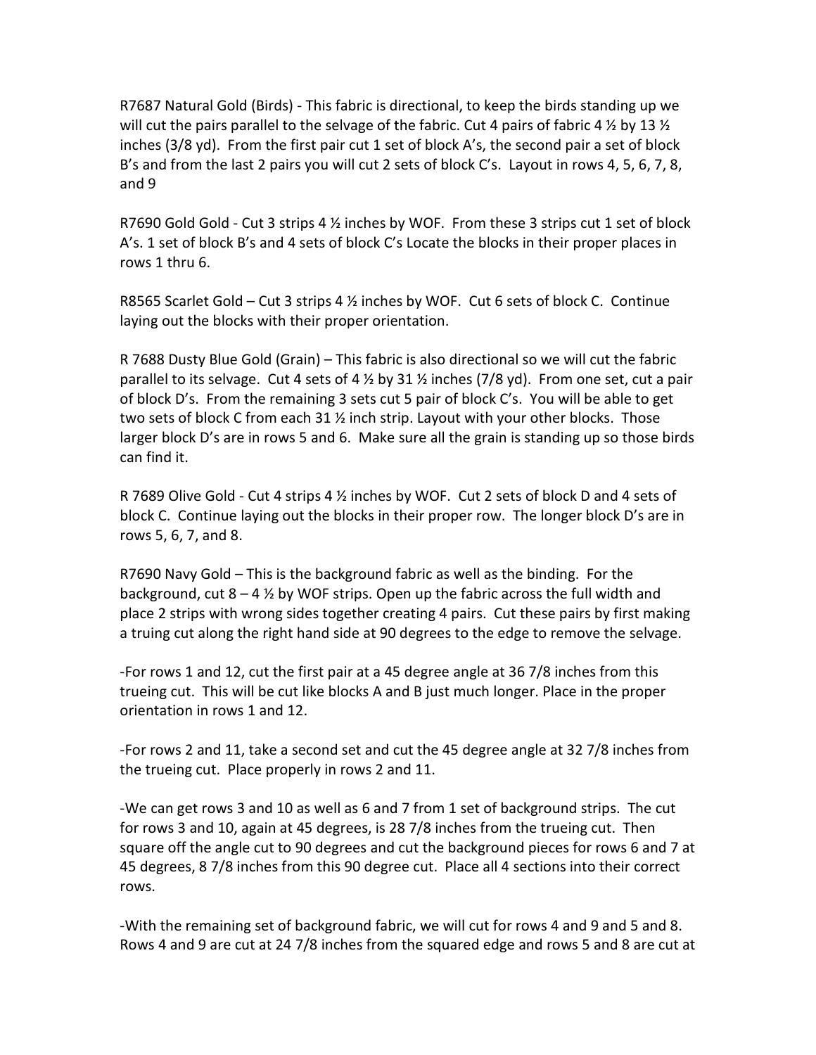R7687 Natural Gold (Birds) - This fabric is directional, to keep the birds standing up we will cut the pairs parallel to the selvage of the fabric. Cut 4 pairs of fabric 4 ½ by 13 ½ inches (3/8 yd). From the first pair cut 1 set of block A's, the second pair a set of block B's and from the last 2 pairs you will cut 2 sets of block C's. Layout in rows 4, 5, 6, 7, 8, and 9

R7690 Gold Gold - Cut 3 strips 4 ½ inches by WOF. From these 3 strips cut 1 set of block A's. 1 set of block B's and 4 sets of block C's Locate the blocks in their proper places in rows 1 thru 6.

R8565 Scarlet Gold – Cut 3 strips 4 ½ inches by WOF. Cut 6 sets of block C. Continue laying out the blocks with their proper orientation.

R 7688 Dusty Blue Gold (Grain) – This fabric is also directional so we will cut the fabric parallel to its selvage. Cut 4 sets of 4 ½ by 31 ½ inches (7/8 yd). From one set, cut a pair of block D's. From the remaining 3 sets cut 5 pair of block C's. You will be able to get two sets of block C from each 31 ½ inch strip. Layout with your other blocks. Those larger block D's are in rows 5 and 6. Make sure all the grain is standing up so those birds can find it.

R 7689 Olive Gold - Cut 4 strips 4 ½ inches by WOF. Cut 2 sets of block D and 4 sets of block C. Continue laying out the blocks in their proper row. The longer block D's are in rows 5, 6, 7, and 8.

R7690 Navy Gold – This is the background fabric as well as the binding. For the background, cut 8 – 4 ½ by WOF strips. Open up the fabric across the full width and place 2 strips with wrong sides together creating 4 pairs. Cut these pairs by first making a truing cut along the right hand side at 90 degrees to the edge to remove the selvage.

-For rows 1 and 12, cut the first pair at a 45 degree angle at 36 7/8 inches from this trueing cut. This will be cut like blocks A and B just much longer. Place in the proper orientation in rows 1 and 12.

-For rows 2 and 11, take a second set and cut the 45 degree angle at 32 7/8 inches from the trueing cut. Place properly in rows 2 and 11.

-We can get rows 3 and 10 as well as 6 and 7 from 1 set of background strips. The cut for rows 3 and 10, again at 45 degrees, is 28 7/8 inches from the trueing cut. Then square off the angle cut to 90 degrees and cut the background pieces for rows 6 and 7 at 45 degrees, 8 7/8 inches from this 90 degree cut. Place all 4 sections into their correct rows.

-With the remaining set of background fabric, we will cut for rows 4 and 9 and 5 and 8. Rows 4 and 9 are cut at 24 7/8 inches from the squared edge and rows 5 and 8 are cut at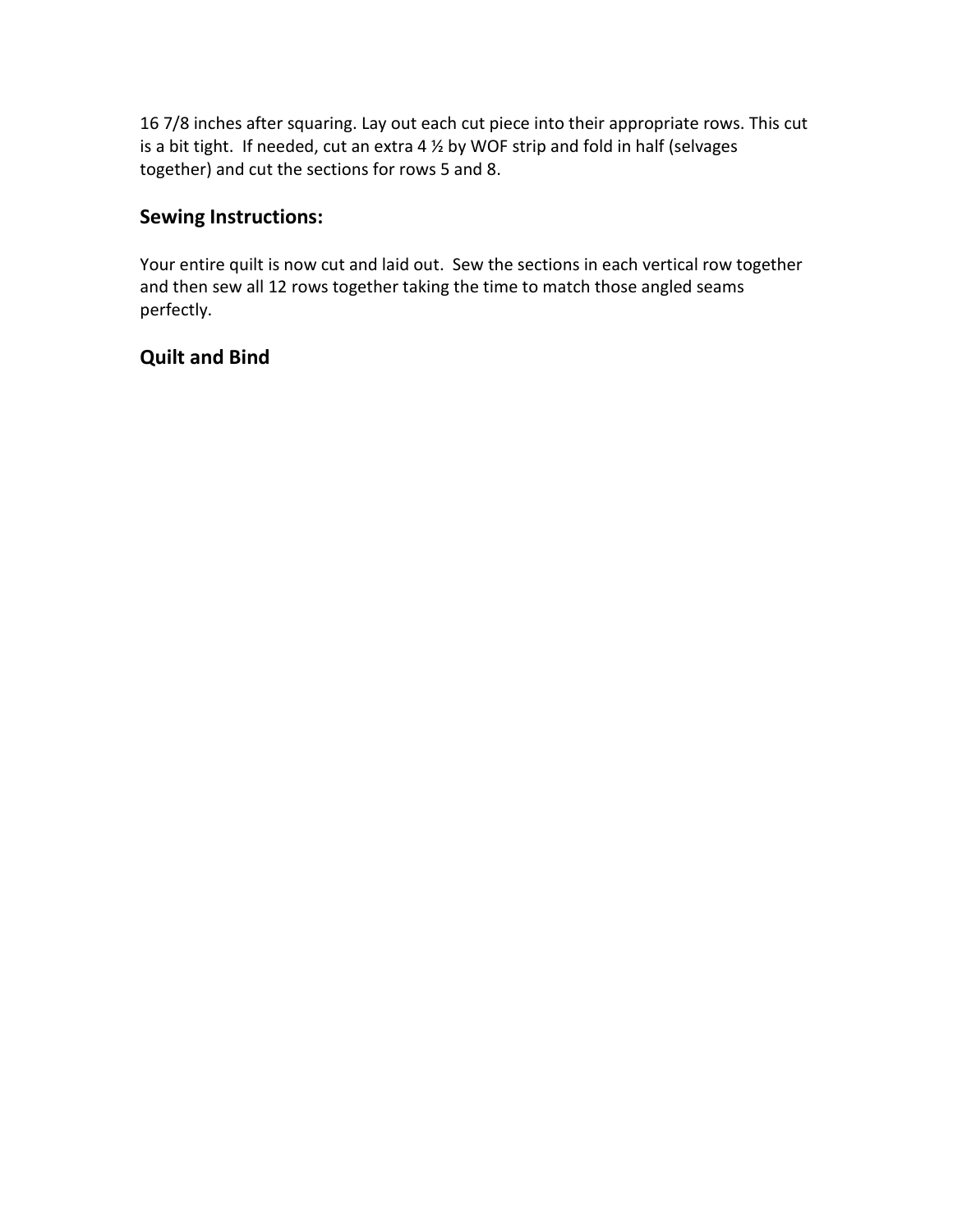16 7/8 inches after squaring. Lay out each cut piece into their appropriate rows. This cut is a bit tight. If needed, cut an extra 4 ½ by WOF strip and fold in half (selvages together) and cut the sections for rows 5 and 8.

## Sewing Instructions:

Your entire quilt is now cut and laid out. Sew the sections in each vertical row together and then sew all 12 rows together taking the time to match those angled seams perfectly.

## Quilt and Bind